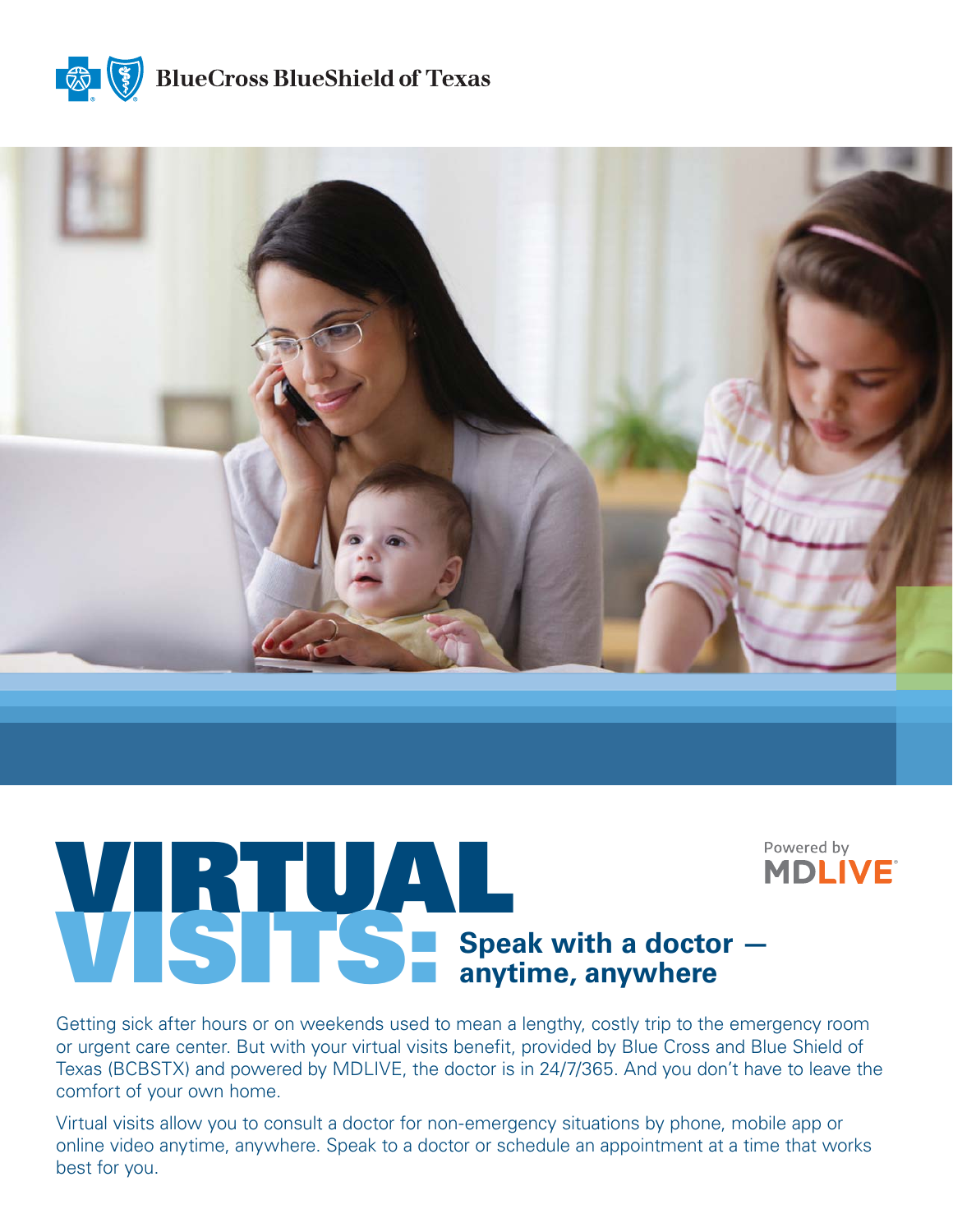BlueCross BlueShield of Texas

# VIRTUAL VISITS: Speak with a doctor — anytime, anywhere

Powered by MDLIVE

Getting sick after hours or on weekends used to mean a lengthy, costly trip to the emergency room or urgent care center. But with your virtual visits benefit, provided by Blue Cross and Blue Shield of Texas (BCBSTX) and powered by MDLIVE, the doctor is in 24/7/365. And you don't have to leave the comfort of your own home.

Virtual visits allow you to consult a doctor for non-emergency situations by phone, mobile app or online video anytime, anywhere. Speak to a doctor or schedule an appointment at a time that works best for you.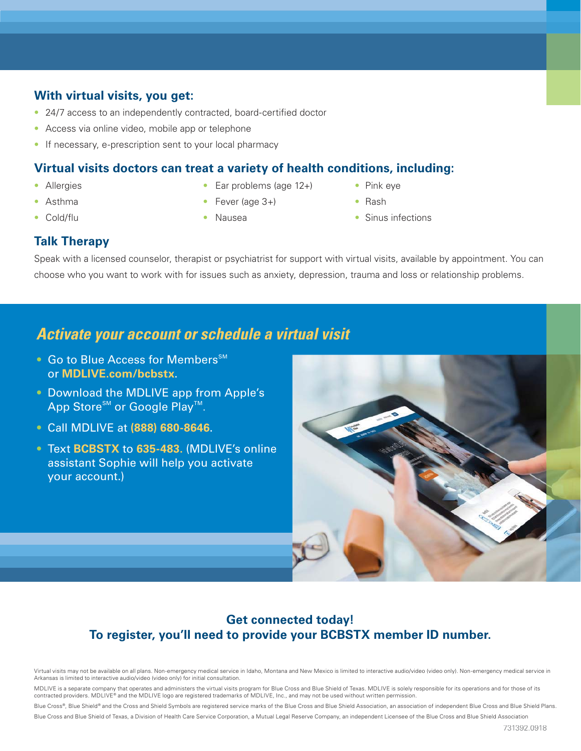## With virtual visits, you get:

- 24/7 access to an independently contracted, board-certified doctor
- Access via online video, mobile app or telephone
- If necessary, e-prescription sent to your local pharmacy

## Virtual visits doctors can treat a variety of health conditions, including:

- Allergies
- Asthma
- Cold/flu
- Ear problems (age 12+)
- Fever (age 3+)
- Nausea
- Pink eye
- Rash
- Sinus infections

## Talk Therapy

Speak with a licensed counselor, therapist or psychiatrist for support with virtual visits, available by appointment. You can choose who you want to work with for issues such as anxiety, depression, trauma and loss or relationship problems.

## *Activate your account or schedule a virtual visit*

- Go to Blue Access for Members℠ or **MDLIVE.com/bcbstx**.
- Download the MDLIVE app from Apple's App Store℠ or Google Play™.
- Call MDLIVE at **(888) 680-8646**.
- Text **BCBSTX** to **635-483**. (MDLIVE's online assistant Sophie will help you activate your account.)

**Get connected today!**
**To register, you'll need to provide your BCBSTX member ID number.**

Virtual visits may not be available on all plans. Non-emergency medical service in Idaho, Montana and New Mexico is limited to interactive audio/video (video only). Non-emergency medical service in Arkansas is limited to interactive audio/video (video only) for initial consultation.

MDLIVE is a separate company that operates and administers the virtual visits program for Blue Cross and Blue Shield of Texas. MDLIVE is solely responsible for its operations and for those of its contracted providers. MDLIVE® and the MDLIVE logo are registered trademarks of MDLIVE, Inc., and may not be used without written permission.

Blue Cross®, Blue Shield® and the Cross and Shield Symbols are registered service marks of the Blue Cross and Blue Shield Association, an association of independent Blue Cross and Blue Shield Plans.

Blue Cross and Blue Shield of Texas, a Division of Health Care Service Corporation, a Mutual Legal Reserve Company, an independent Licensee of the Blue Cross and Blue Shield Association

731392.0918